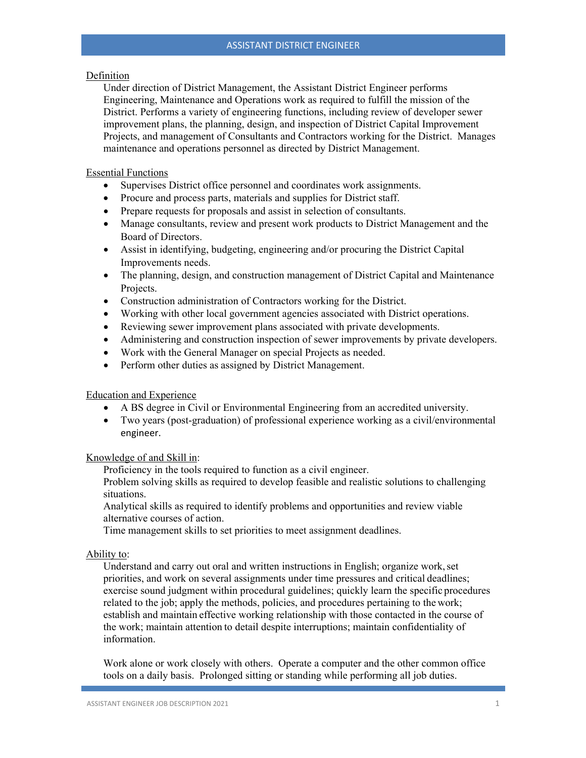# ASSISTANT DISTRICT ENGINEER

## Definition

Under direction of District Management, the Assistant District Engineer performs Engineering, Maintenance and Operations work as required to fulfill the mission of the District. Performs a variety of engineering functions, including review of developer sewer improvement plans, the planning, design, and inspection of District Capital Improvement Projects, and management of Consultants and Contractors working for the District. Manages maintenance and operations personnel as directed by District Management.

## Essential Functions

- Supervises District office personnel and coordinates work assignments.
- Procure and process parts, materials and supplies for District staff.
- Prepare requests for proposals and assist in selection of consultants.
- Manage consultants, review and present work products to District Management and the Board of Directors.
- Assist in identifying, budgeting, engineering and/or procuring the District Capital Improvements needs.
- The planning, design, and construction management of District Capital and Maintenance Projects.
- Construction administration of Contractors working for the District.
- Working with other local government agencies associated with District operations.
- Reviewing sewer improvement plans associated with private developments.
- Administering and construction inspection of sewer improvements by private developers.
- Work with the General Manager on special Projects as needed.
- Perform other duties as assigned by District Management.

## Education and Experience

- A BS degree in Civil or Environmental Engineering from an accredited university.
- Two years (post-graduation) of professional experience working as a civil/environmental engineer.

## Knowledge of and Skill in:

Proficiency in the tools required to function as a civil engineer.
Problem solving skills as required to develop feasible and realistic solutions to challenging situations.
Analytical skills as required to identify problems and opportunities and review viable alternative courses of action.
Time management skills to set priorities to meet assignment deadlines.

## Ability to:

Understand and carry out oral and written instructions in English; organize work, set priorities, and work on several assignments under time pressures and critical deadlines; exercise sound judgment within procedural guidelines; quickly learn the specific procedures related to the job; apply the methods, policies, and procedures pertaining to the work; establish and maintain effective working relationship with those contacted in the course of the work; maintain attention to detail despite interruptions; maintain confidentiality of information.

Work alone or work closely with others. Operate a computer and the other common office tools on a daily basis. Prolonged sitting or standing while performing all job duties.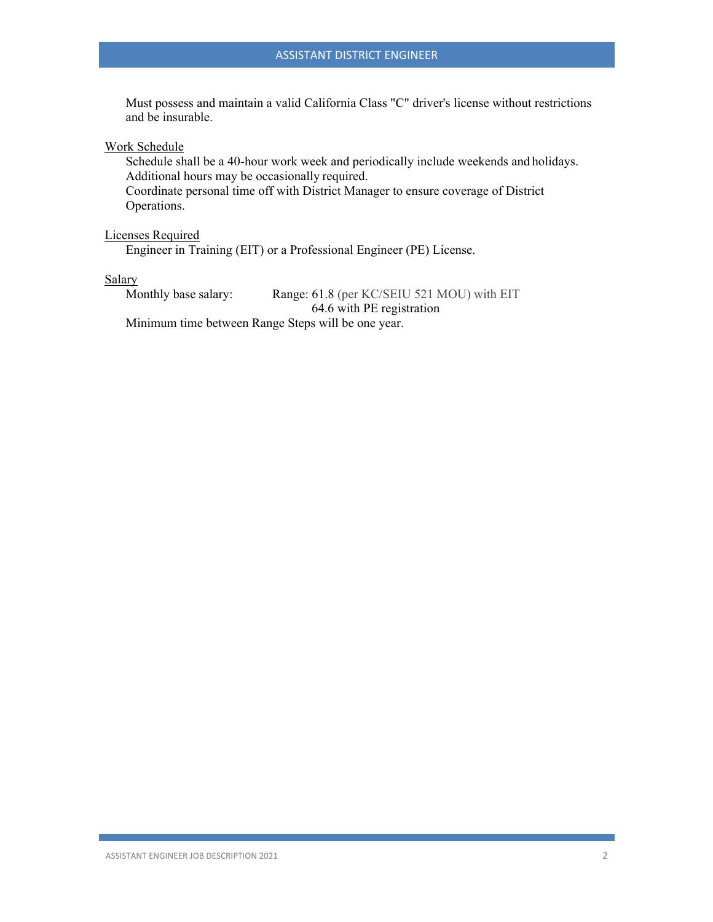Must possess and maintain a valid California Class "C" driver's license without restrictions and be insurable.

Work Schedule

Schedule shall be a 40-hour work week and periodically include weekends and holidays. Additional hours may be occasionally required.
Coordinate personal time off with District Manager to ensure coverage of District Operations.

Licenses Required

Engineer in Training (EIT) or a Professional Engineer (PE) License.

Salary

Monthly base salary: Range: 61.8 (per KC/SEIU 521 MOU) with EIT
64.6 with PE registration

Minimum time between Range Steps will be one year.